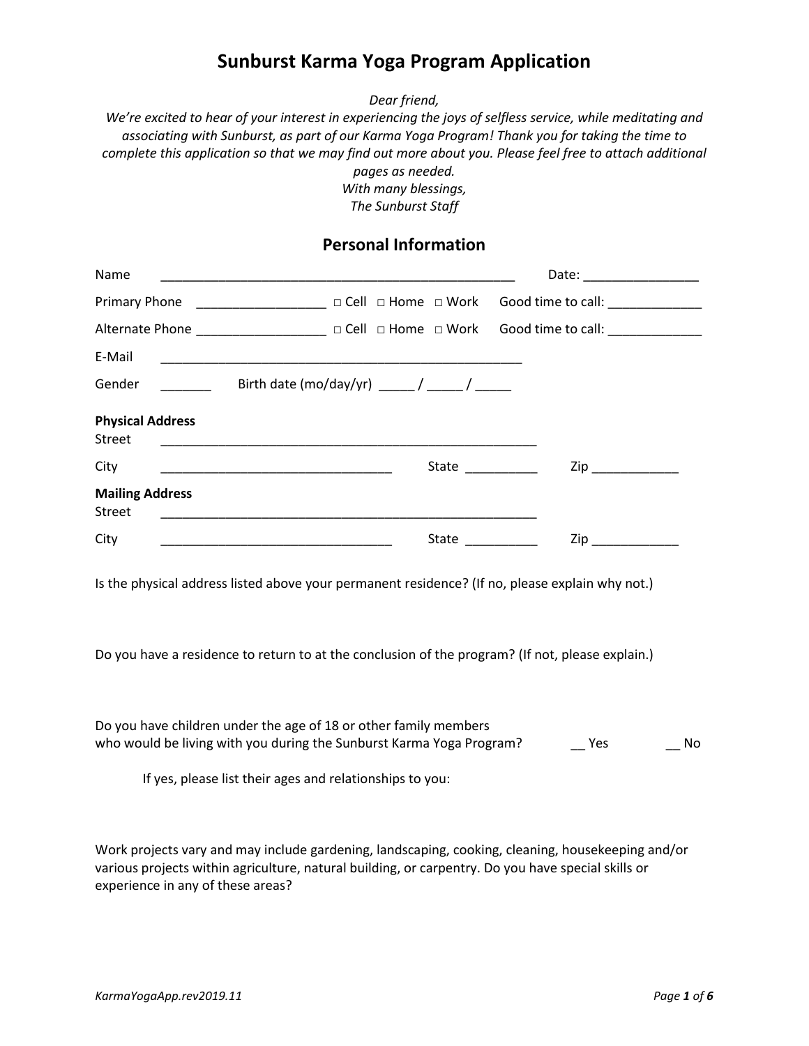# Sunburst Karma Yoga Program Application

*Dear friend,*
*We're excited to hear of your interest in experiencing the joys of selfless service, while meditating and associating with Sunburst, as part of our Karma Yoga Program! Thank you for taking the time to complete this application so that we may find out more about you. Please feel free to attach additional pages as needed.*
*With many blessings,*
*The Sunburst Staff*

## Personal Information

Name ______________________________________________ Date: ________________

Primary Phone _________________ □ Cell □ Home □ Work Good time to call: _____________

Alternate Phone _________________ □ Cell □ Home □ Work Good time to call: _____________

E-Mail ______________________________________________

Gender _______ Birth date (mo/day/yr) _____ / _____ / _____

**Physical Address**
Street ______________________________________________

City ______________________________ State __________ Zip ____________

**Mailing Address**
Street ______________________________________________

City ______________________________ State __________ Zip ____________

Is the physical address listed above your permanent residence? (If no, please explain why not.)

Do you have a residence to return to at the conclusion of the program? (If not, please explain.)

Do you have children under the age of 18 or other family members who would be living with you during the Sunburst Karma Yoga Program? __ Yes __ No

If yes, please list their ages and relationships to you:

Work projects vary and may include gardening, landscaping, cooking, cleaning, housekeeping and/or various projects within agriculture, natural building, or carpentry. Do you have special skills or experience in any of these areas?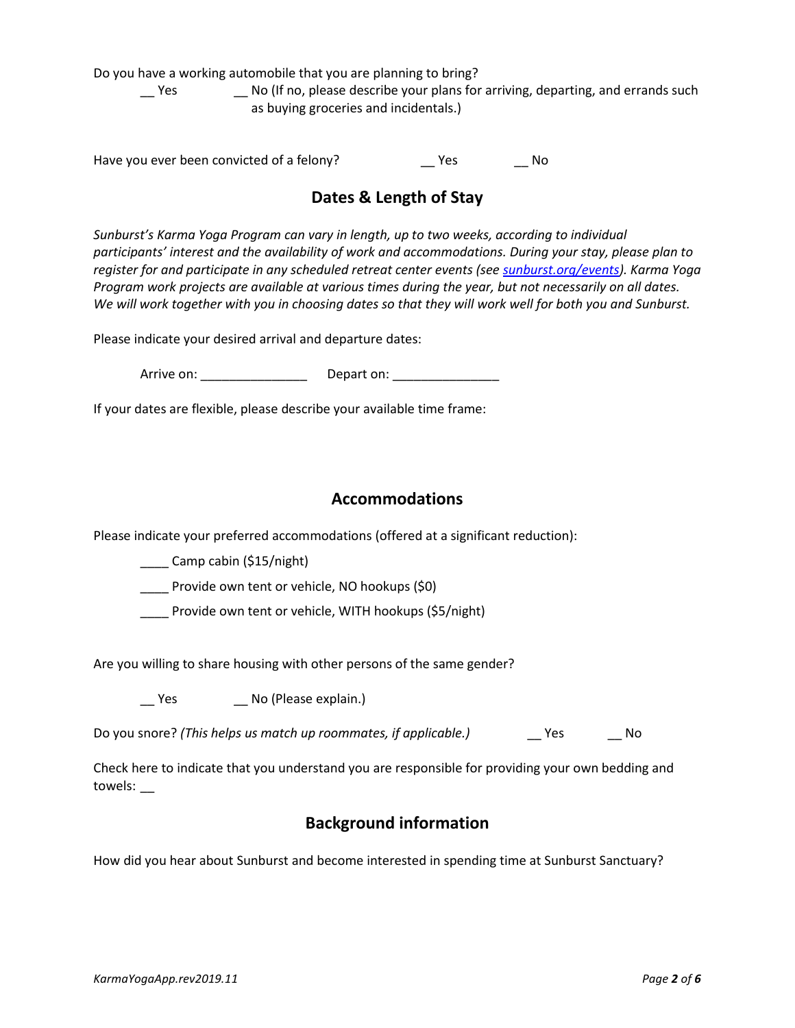Do you have a working automobile that you are planning to bring?

__ Yes  __ No (If no, please describe your plans for arriving, departing, and errands such as buying groceries and incidentals.)

Have you ever been convicted of a felony?  __ Yes  __ No

## Dates & Length of Stay

*Sunburst's Karma Yoga Program can vary in length, up to two weeks, according to individual participants' interest and the availability of work and accommodations. During your stay, please plan to register for and participate in any scheduled retreat center events (see [sunburst.org/events](sunburst.org/events)). Karma Yoga Program work projects are available at various times during the year, but not necessarily on all dates. We will work together with you in choosing dates so that they will work well for both you and Sunburst.*

Please indicate your desired arrival and departure dates:

Arrive on: _______________  Depart on: _______________

If your dates are flexible, please describe your available time frame:

## Accommodations

Please indicate your preferred accommodations (offered at a significant reduction):

____ Camp cabin ($15/night)

____ Provide own tent or vehicle, NO hookups ($0)

____ Provide own tent or vehicle, WITH hookups ($5/night)

Are you willing to share housing with other persons of the same gender?

__ Yes  __ No (Please explain.)

Do you snore? *(This helps us match up roommates, if applicable.)*  __ Yes  __ No

Check here to indicate that you understand you are responsible for providing your own bedding and towels: __

## Background information

How did you hear about Sunburst and become interested in spending time at Sunburst Sanctuary?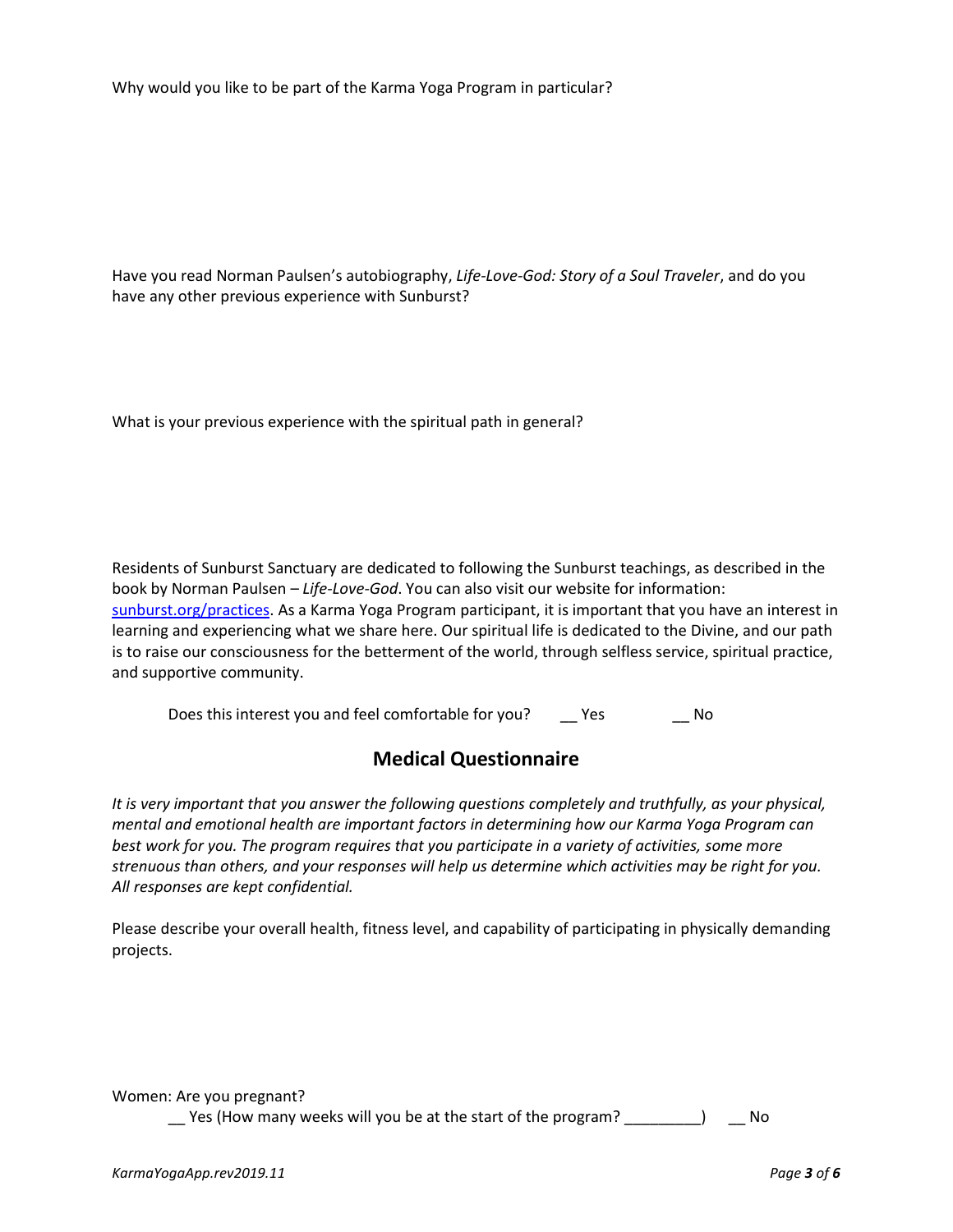Why would you like to be part of the Karma Yoga Program in particular?

Have you read Norman Paulsen's autobiography, *Life-Love-God: Story of a Soul Traveler*, and do you have any other previous experience with Sunburst?

What is your previous experience with the spiritual path in general?

Residents of Sunburst Sanctuary are dedicated to following the Sunburst teachings, as described in the book by Norman Paulsen – *Life-Love-God*. You can also visit our website for information: [sunburst.org/practices](sunburst.org/practices). As a Karma Yoga Program participant, it is important that you have an interest in learning and experiencing what we share here. Our spiritual life is dedicated to the Divine, and our path is to raise our consciousness for the betterment of the world, through selfless service, spiritual practice, and supportive community.

Does this interest you and feel comfortable for you? __ Yes __ No

## Medical Questionnaire

*It is very important that you answer the following questions completely and truthfully, as your physical, mental and emotional health are important factors in determining how our Karma Yoga Program can best work for you. The program requires that you participate in a variety of activities, some more strenuous than others, and your responses will help us determine which activities may be right for you. All responses are kept confidential.*

Please describe your overall health, fitness level, and capability of participating in physically demanding projects.

Women: Are you pregnant?

__ Yes (How many weeks will you be at the start of the program? _________) __ No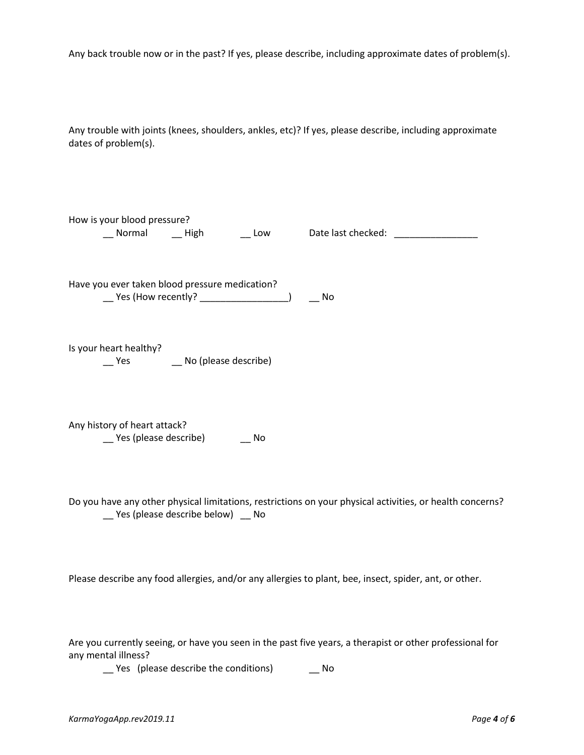Any back trouble now or in the past? If yes, please describe, including approximate dates of problem(s).

Any trouble with joints (knees, shoulders, ankles, etc)? If yes, please describe, including approximate dates of problem(s).

How is your blood pressure?

__ Normal __ High __ Low Date last checked: ________________

Have you ever taken blood pressure medication?

__ Yes (How recently? _________________) __ No

Is your heart healthy?

__ Yes __ No (please describe)

Any history of heart attack?

__ Yes (please describe) __ No

Do you have any other physical limitations, restrictions on your physical activities, or health concerns?

__ Yes (please describe below) __ No

Please describe any food allergies, and/or any allergies to plant, bee, insect, spider, ant, or other.

Are you currently seeing, or have you seen in the past five years, a therapist or other professional for any mental illness?

__ Yes (please describe the conditions) __ No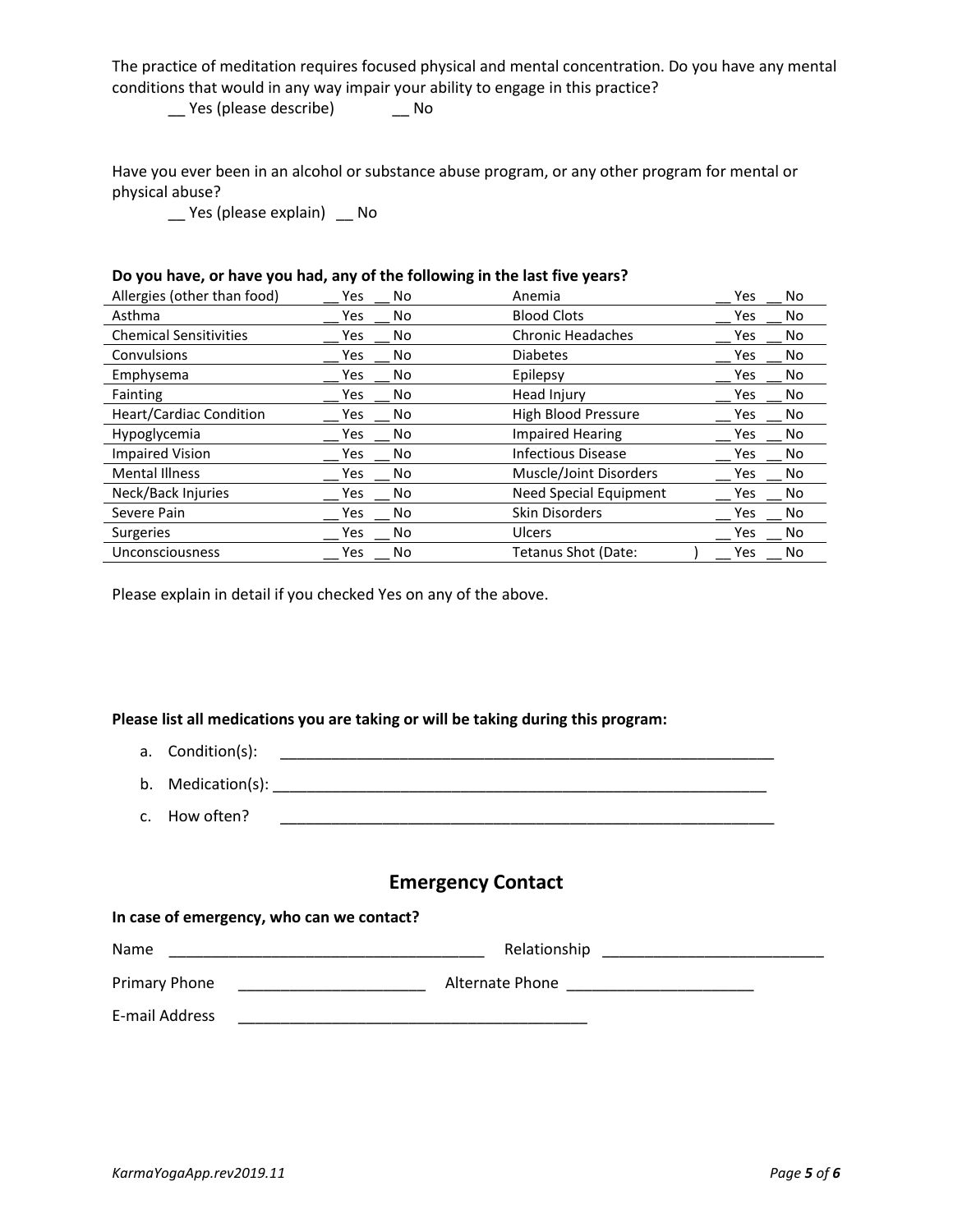The practice of meditation requires focused physical and mental concentration. Do you have any mental conditions that would in any way impair your ability to engage in this practice?

__ Yes (please describe) __ No

Have you ever been in an alcohol or substance abuse program, or any other program for mental or physical abuse?

__ Yes (please explain) __ No

**Do you have, or have you had, any of the following in the last five years?**

| | | | |
|---|---|---|---|
| Allergies (other than food) | __ Yes __ No | Anemia | __ Yes __ No |
| Asthma | __ Yes __ No | Blood Clots | __ Yes __ No |
| Chemical Sensitivities | __ Yes __ No | Chronic Headaches | __ Yes __ No |
| Convulsions | __ Yes __ No | Diabetes | __ Yes __ No |
| Emphysema | __ Yes __ No | Epilepsy | __ Yes __ No |
| Fainting | __ Yes __ No | Head Injury | __ Yes __ No |
| Heart/Cardiac Condition | __ Yes __ No | High Blood Pressure | __ Yes __ No |
| Hypoglycemia | __ Yes __ No | Impaired Hearing | __ Yes __ No |
| Impaired Vision | __ Yes __ No | Infectious Disease | __ Yes __ No |
| Mental Illness | __ Yes __ No | Muscle/Joint Disorders | __ Yes __ No |
| Neck/Back Injuries | __ Yes __ No | Need Special Equipment | __ Yes __ No |
| Severe Pain | __ Yes __ No | Skin Disorders | __ Yes __ No |
| Surgeries | __ Yes __ No | Ulcers | __ Yes __ No |
| Unconsciousness | __ Yes __ No | Tetanus Shot (Date: ) | __ Yes __ No |

Please explain in detail if you checked Yes on any of the above.

**Please list all medications you are taking or will be taking during this program:**

a. Condition(s): ____________________________________________________________

b. Medication(s): ____________________________________________________________

c. How often? ____________________________________________________________

## Emergency Contact

**In case of emergency, who can we contact?**

Name _____________________________________ Relationship _________________________

Primary Phone ______________________ Alternate Phone ______________________

E-mail Address _________________________________________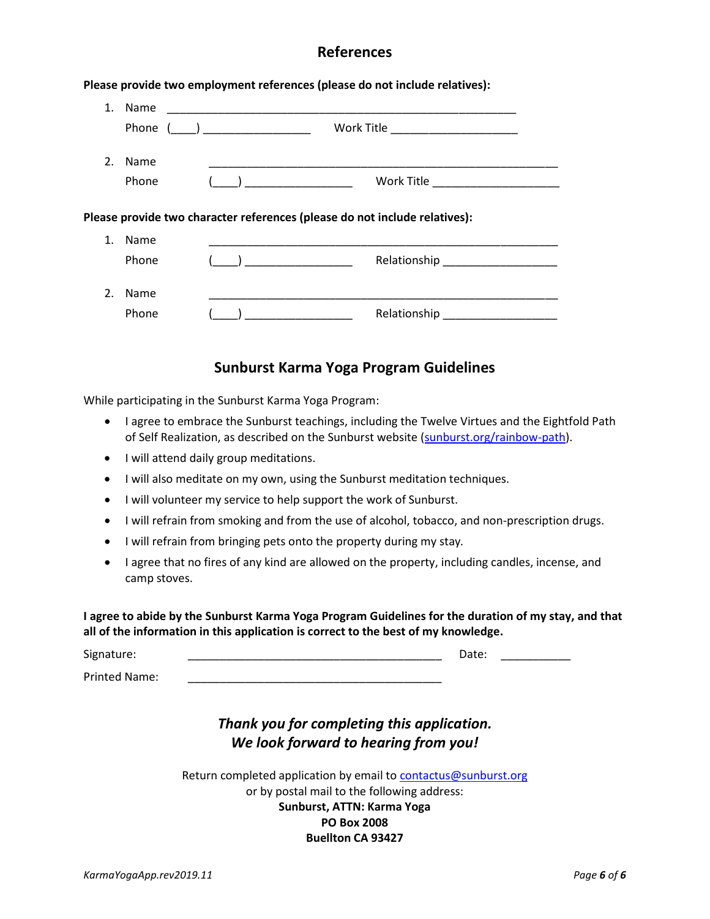## References

**Please provide two employment references (please do not include relatives):**

1. Name ____________________________________________________________
   Phone (____) __________________ Work Title _____________________

2. Name ____________________________________________________________
   Phone (____) __________________ Work Title _____________________

**Please provide two character references (please do not include relatives):**

1. Name ____________________________________________________________
   Phone (____) __________________ Relationship ___________________

2. Name ____________________________________________________________
   Phone (____) __________________ Relationship ___________________

## Sunburst Karma Yoga Program Guidelines

While participating in the Sunburst Karma Yoga Program:

- I agree to embrace the Sunburst teachings, including the Twelve Virtues and the Eightfold Path of Self Realization, as described on the Sunburst website (sunburst.org/rainbow-path).
- I will attend daily group meditations.
- I will also meditate on my own, using the Sunburst meditation techniques.
- I will volunteer my service to help support the work of Sunburst.
- I will refrain from smoking and from the use of alcohol, tobacco, and non-prescription drugs.
- I will refrain from bringing pets onto the property during my stay.
- I agree that no fires of any kind are allowed on the property, including candles, incense, and camp stoves.

**I agree to abide by the Sunburst Karma Yoga Program Guidelines for the duration of my stay, and that all of the information in this application is correct to the best of my knowledge.**

Signature: ____________________________________________ Date: ____________

Printed Name: ____________________________________________

***Thank you for completing this application.***
***We look forward to hearing from you!***

Return completed application by email to contactus@sunburst.org
or by postal mail to the following address:
**Sunburst, ATTN: Karma Yoga**
**PO Box 2008**
**Buellton CA 93427**

*KarmaYogaApp.rev2019.11*